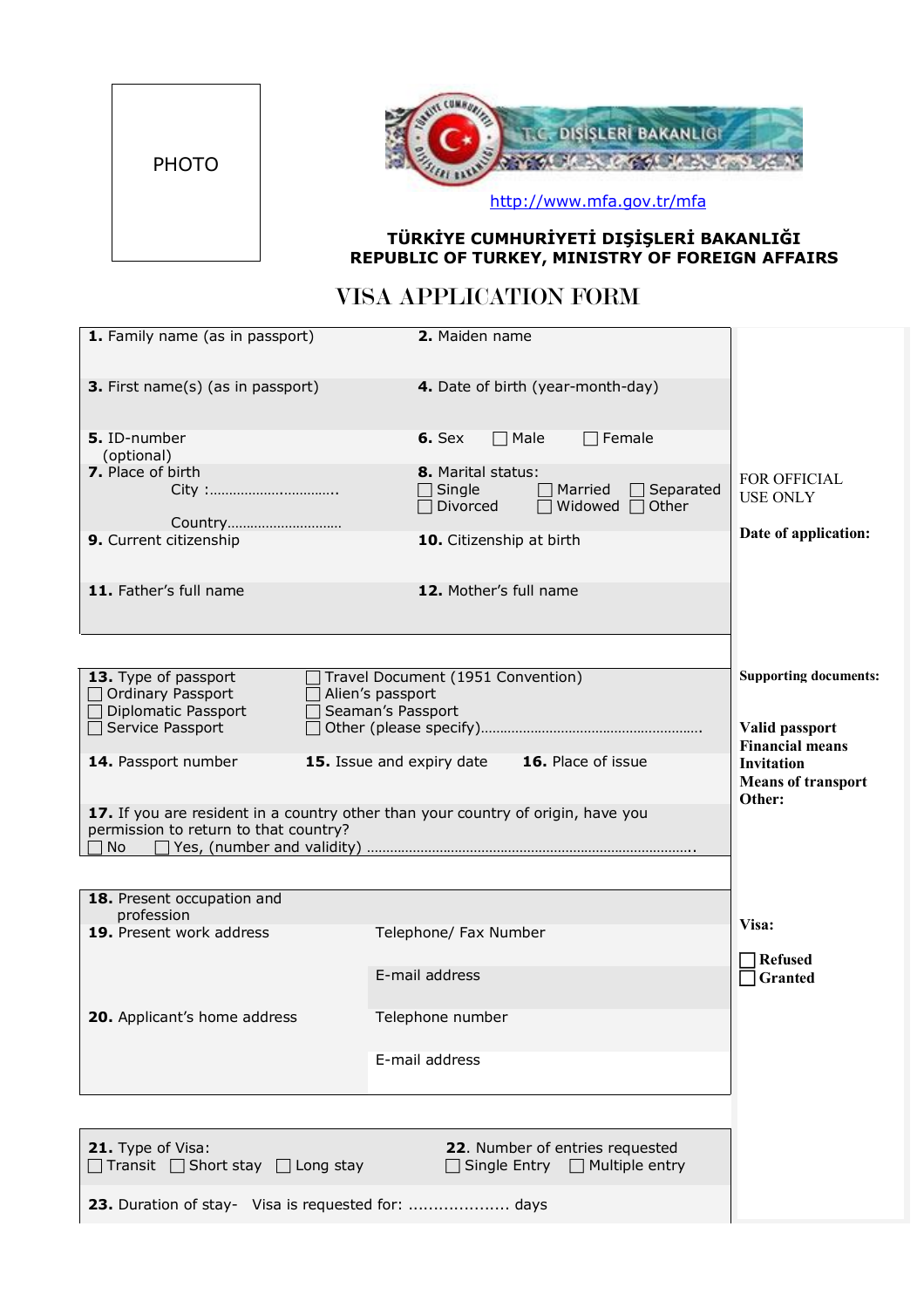PHOTO

T.C. DIŞİŞLERİ BAKANLIĞI

http://www.mfa.gov.tr/mfa

**TÜRKİYE CUMHURİYETİ DIŞİŞLERİ BAKANLIĞI**
**REPUBLIC OF TURKEY, MINISTRY OF FOREIGN AFFAIRS**

# VISA APPLICATION FORM

**1.** Family name (as in passport)

**2.** Maiden name

**3.** First name(s) (as in passport)

**4.** Date of birth (year-month-day)

**5.** ID-number (optional)

**6.** Sex ☐ Male ☐ Female

**7.** Place of birth
City :……………………………..
Country…………………………

**8.** Marital status:
☐ Single ☐ Married ☐ Separated
☐ Divorced ☐ Widowed ☐ Other

**9.** Current citizenship

**10.** Citizenship at birth

**11.** Father's full name

**12.** Mother's full name

**13.** Type of passport
☐ Ordinary Passport
☐ Diplomatic Passport
☐ Service Passport
☐ Travel Document (1951 Convention)
☐ Alien's passport
☐ Seaman's Passport
☐ Other (please specify)……………………………………………….

**14.** Passport number

**15.** Issue and expiry date

**16.** Place of issue

**17.** If you are resident in a country other than your country of origin, have you permission to return to that country?
☐ No ☐ Yes, (number and validity) ……………………………………………………………………….

**18.** Present occupation and profession

**19.** Present work address

Telephone/ Fax Number

E-mail address

**20.** Applicant's home address

Telephone number

E-mail address

**21.** Type of Visa:
☐ Transit ☐ Short stay ☐ Long stay

**22.** Number of entries requested
☐ Single Entry ☐ Multiple entry

**23.** Duration of stay- Visa is requested for: ……………….. days

---

FOR OFFICIAL USE ONLY

**Date of application:**

**Supporting documents:**

**Valid passport**
**Financial means**
**Invitation**
**Means of transport**
**Other:**

**Visa:**

☐ **Refused**
☐ **Granted**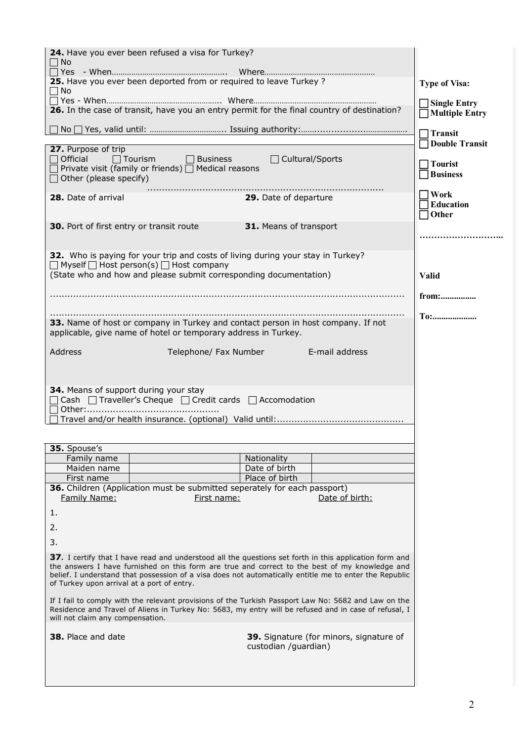**24.** Have you ever been refused a visa for Turkey?

☐ No

☐ Yes - When……………………………………………. Where…………………………………………

**25.** Have you ever been deported from or required to leave Turkey ?

☐ No

☐ Yes - When……………………………………………. Where…………………………………………………

**26.** In the case of transit, have you an entry permit for the final country of destination?

☐ No ☐ Yes, valid until: ……………………………. Issuing authority:……………………………………

**27.** Purpose of trip

☐ Official ☐ Tourism ☐ Business ☐ Cultural/Sports

☐ Private visit (family or friends) ☐ Medical reasons

☐ Other (please specify)

……………………………………………………………………………

**28.** Date of arrival

**29.** Date of departure

**30.** Port of first entry or transit route

**31.** Means of transport

**32.** Who is paying for your trip and costs of living during your stay in Turkey?

☐ Myself ☐ Host person(s) ☐ Host company

(State who and how and please submit corresponding documentation)

……………………………………………………………………………………………………………

……………………………………………………………………………………………………………

**33.** Name of host or company in Turkey and contact person in host company. If not applicable, give name of hotel or temporary address in Turkey.

Address | Telephone/ Fax Number | E-mail address

**34.** Means of support during your stay

☐ Cash ☐ Traveller's Cheque ☐ Credit cards ☐ Accomodation

☐ Other:……………………………………

☐ Travel and/or health insurance. (optional) Valid until:……………………………………

**35.** Spouse's

| | | | |
|---|---|---|---|
| Family name | | Nationality | |
| Maiden name | | Date of birth | |
| First name | | Place of birth | |

**36.** Children (Application must be submitted seperately for each passport)

| Family Name: | First name: | Date of birth: |
|---|---|---|
| 1. | | |
| 2. | | |
| 3. | | |

**37.** I certify that I have read and understood all the questions set forth in this application form and the answers I have furnished on this form are true and correct to the best of my knowledge and belief. I understand that possession of a visa does not automatically entitle me to enter the Republic of Turkey upon arrival at a port of entry.

If I fail to comply with the relevant provisions of the Turkish Passport Law No: 5682 and Law on the Residence and Travel of Aliens in Turkey No: 5683, my entry will be refused and in case of refusal, I will not claim any compensation.

**38.** Place and date

**39.** Signature (for minors, signature of custodian /guardian)

---

**Type of Visa:**

☐ **Single Entry**

☐ **Multiple Entry**

☐ **Transit**

☐ **Double Transit**

☐ **Tourist**

☐ **Business**

☐ **Work**

☐ **Education**

☐ **Other**

………………………..

**Valid**

**from:................**

**To:....................**